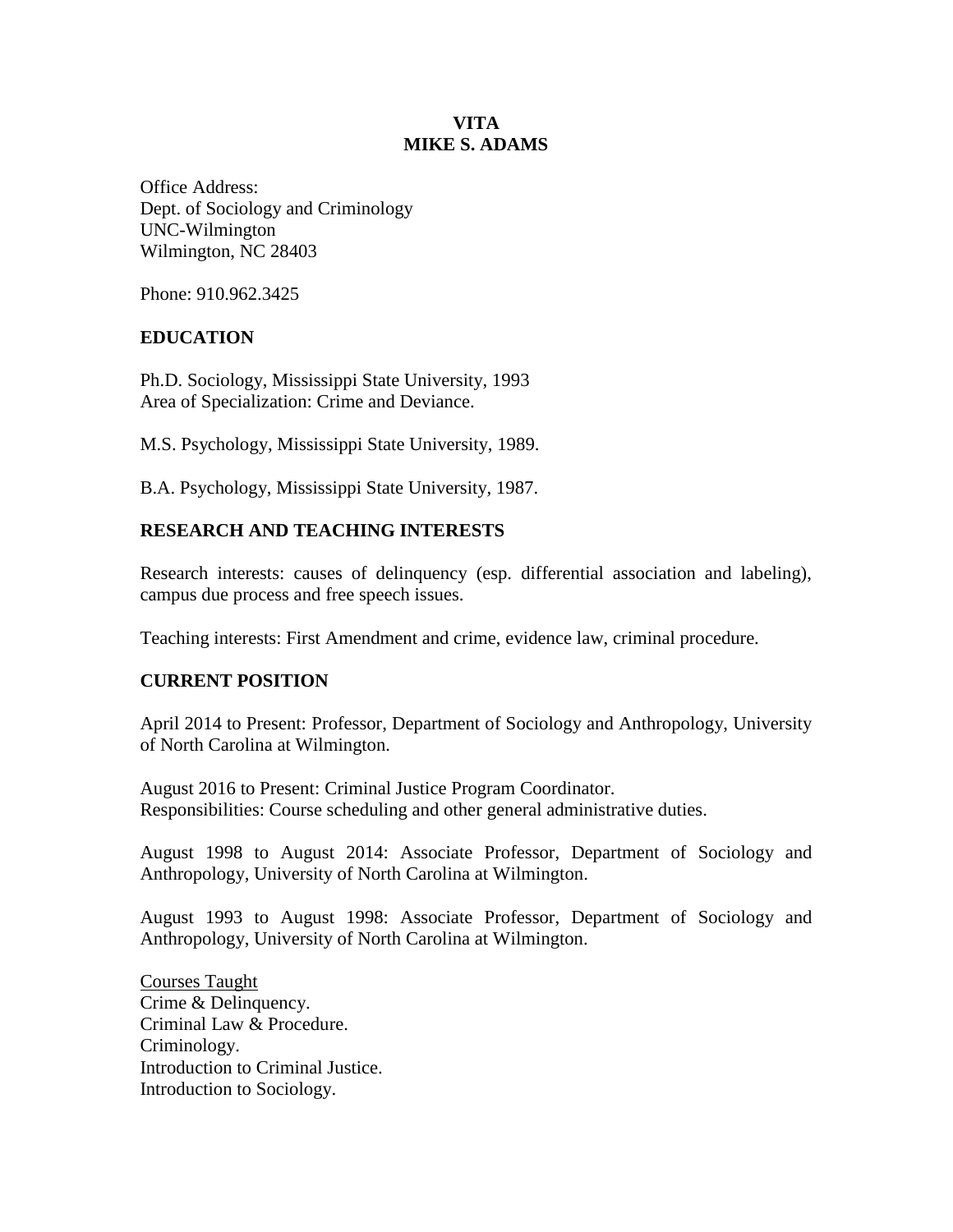# VITA
# MIKE S. ADAMS

Office Address:
Dept. of Sociology and Criminology
UNC-Wilmington
Wilmington, NC 28403

Phone: 910.962.3425

## EDUCATION

Ph.D. Sociology, Mississippi State University, 1993
Area of Specialization: Crime and Deviance.

M.S. Psychology, Mississippi State University, 1989.

B.A. Psychology, Mississippi State University, 1987.

## RESEARCH AND TEACHING INTERESTS

Research interests: causes of delinquency (esp. differential association and labeling), campus due process and free speech issues.

Teaching interests: First Amendment and crime, evidence law, criminal procedure.

## CURRENT POSITION

April 2014 to Present: Professor, Department of Sociology and Anthropology, University of North Carolina at Wilmington.

August 2016 to Present: Criminal Justice Program Coordinator.
Responsibilities: Course scheduling and other general administrative duties.

August 1998 to August 2014: Associate Professor, Department of Sociology and Anthropology, University of North Carolina at Wilmington.

August 1993 to August 1998: Associate Professor, Department of Sociology and Anthropology, University of North Carolina at Wilmington.

<u>Courses Taught</u>
Crime & Delinquency.
Criminal Law & Procedure.
Criminology.
Introduction to Criminal Justice.
Introduction to Sociology.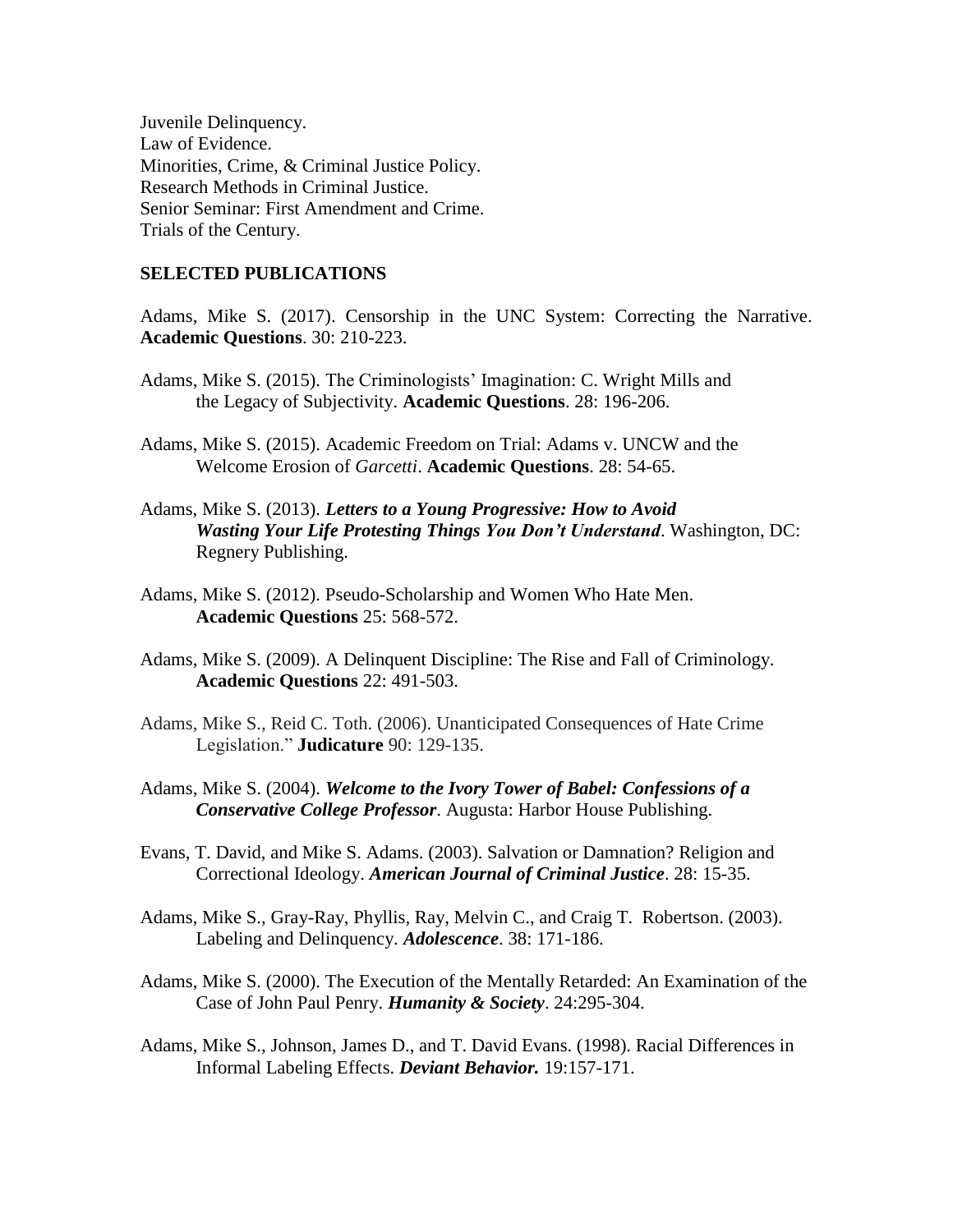Juvenile Delinquency.
Law of Evidence.
Minorities, Crime, & Criminal Justice Policy.
Research Methods in Criminal Justice.
Senior Seminar: First Amendment and Crime.
Trials of the Century.

## SELECTED PUBLICATIONS

Adams, Mike S. (2017). Censorship in the UNC System: Correcting the Narrative. **Academic Questions**. 30: 210-223.

Adams, Mike S. (2015). The Criminologists' Imagination: C. Wright Mills and the Legacy of Subjectivity. **Academic Questions**. 28: 196-206.

Adams, Mike S. (2015). Academic Freedom on Trial: Adams v. UNCW and the Welcome Erosion of *Garcetti*. **Academic Questions**. 28: 54-65.

Adams, Mike S. (2013). ***Letters to a Young Progressive: How to Avoid Wasting Your Life Protesting Things You Don't Understand***. Washington, DC: Regnery Publishing.

Adams, Mike S. (2012). Pseudo-Scholarship and Women Who Hate Men. **Academic Questions** 25: 568-572.

Adams, Mike S. (2009). A Delinquent Discipline: The Rise and Fall of Criminology. **Academic Questions** 22: 491-503.

Adams, Mike S., Reid C. Toth. (2006). Unanticipated Consequences of Hate Crime Legislation." **Judicature** 90: 129-135.

Adams, Mike S. (2004). ***Welcome to the Ivory Tower of Babel: Confessions of a Conservative College Professor***. Augusta: Harbor House Publishing.

Evans, T. David, and Mike S. Adams. (2003). Salvation or Damnation? Religion and Correctional Ideology. ***American Journal of Criminal Justice***. 28: 15-35.

Adams, Mike S., Gray-Ray, Phyllis, Ray, Melvin C., and Craig T. Robertson. (2003). Labeling and Delinquency. ***Adolescence***. 38: 171-186.

Adams, Mike S. (2000). The Execution of the Mentally Retarded: An Examination of the Case of John Paul Penry. ***Humanity & Society***. 24:295-304.

Adams, Mike S., Johnson, James D., and T. David Evans. (1998). Racial Differences in Informal Labeling Effects. ***Deviant Behavior.*** 19:157-171.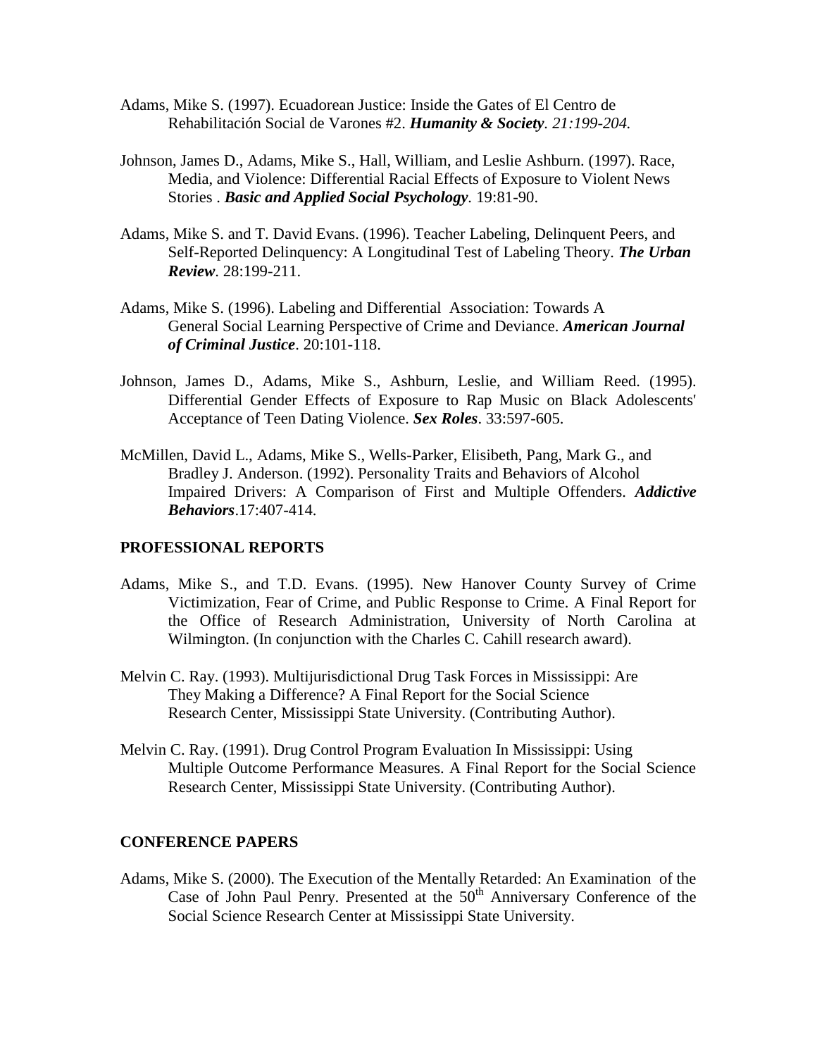Adams, Mike S. (1997). Ecuadorean Justice: Inside the Gates of El Centro de Rehabilitación Social de Varones #2. ***Humanity & Society***. *21:199-204.*

Johnson, James D., Adams, Mike S., Hall, William, and Leslie Ashburn. (1997). Race, Media, and Violence: Differential Racial Effects of Exposure to Violent News Stories . ***Basic and Applied Social Psychology***. 19:81-90.

Adams, Mike S. and T. David Evans. (1996). Teacher Labeling, Delinquent Peers, and Self-Reported Delinquency: A Longitudinal Test of Labeling Theory. ***The Urban Review***. 28:199-211.

Adams, Mike S. (1996). Labeling and Differential Association: Towards A General Social Learning Perspective of Crime and Deviance. ***American Journal of Criminal Justice***. 20:101-118.

Johnson, James D., Adams, Mike S., Ashburn, Leslie, and William Reed. (1995). Differential Gender Effects of Exposure to Rap Music on Black Adolescents' Acceptance of Teen Dating Violence. ***Sex Roles***. 33:597-605.

McMillen, David L., Adams, Mike S., Wells-Parker, Elisibeth, Pang, Mark G., and Bradley J. Anderson. (1992). Personality Traits and Behaviors of Alcohol Impaired Drivers: A Comparison of First and Multiple Offenders. ***Addictive Behaviors***.17:407-414.

## PROFESSIONAL REPORTS

Adams, Mike S., and T.D. Evans. (1995). New Hanover County Survey of Crime Victimization, Fear of Crime, and Public Response to Crime. A Final Report for the Office of Research Administration, University of North Carolina at Wilmington. (In conjunction with the Charles C. Cahill research award).

Melvin C. Ray. (1993). Multijurisdictional Drug Task Forces in Mississippi: Are They Making a Difference? A Final Report for the Social Science Research Center, Mississippi State University. (Contributing Author).

Melvin C. Ray. (1991). Drug Control Program Evaluation In Mississippi: Using Multiple Outcome Performance Measures. A Final Report for the Social Science Research Center, Mississippi State University. (Contributing Author).

## CONFERENCE PAPERS

Adams, Mike S. (2000). The Execution of the Mentally Retarded: An Examination of the Case of John Paul Penry. Presented at the 50th Anniversary Conference of the Social Science Research Center at Mississippi State University.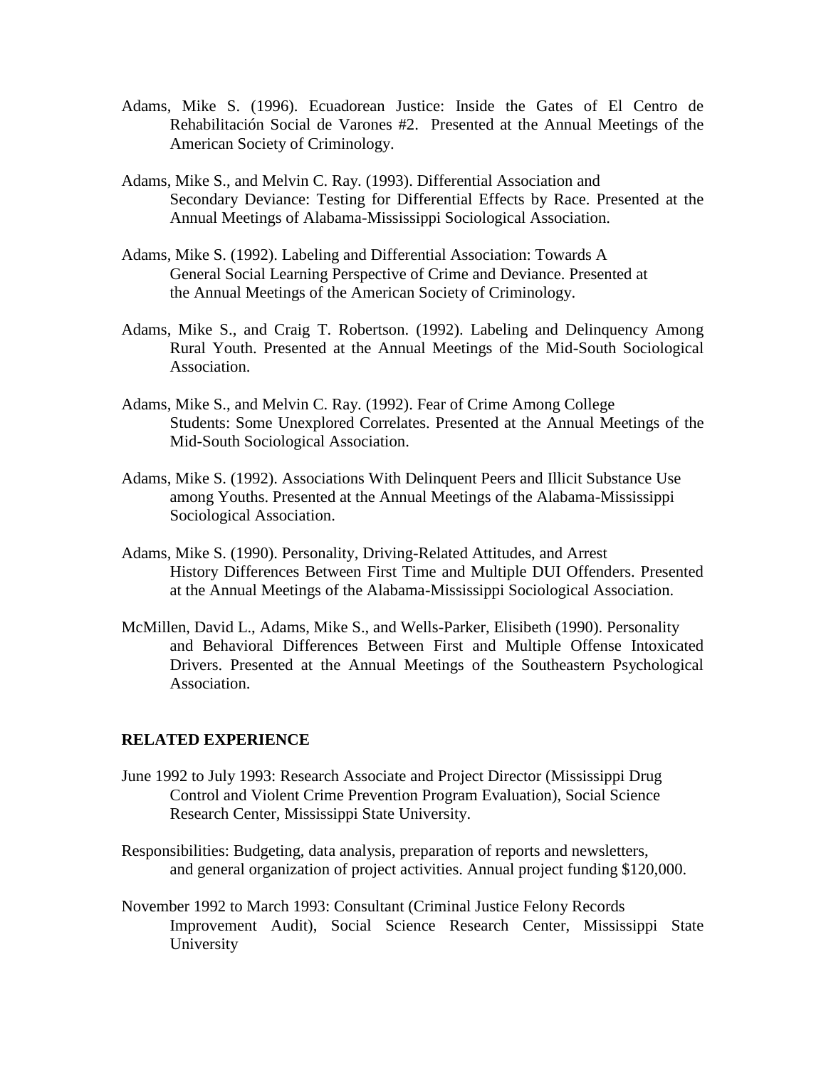Adams, Mike S. (1996). Ecuadorean Justice: Inside the Gates of El Centro de Rehabilitación Social de Varones #2. Presented at the Annual Meetings of the American Society of Criminology.

Adams, Mike S., and Melvin C. Ray. (1993). Differential Association and Secondary Deviance: Testing for Differential Effects by Race. Presented at the Annual Meetings of Alabama-Mississippi Sociological Association.

Adams, Mike S. (1992). Labeling and Differential Association: Towards A General Social Learning Perspective of Crime and Deviance. Presented at the Annual Meetings of the American Society of Criminology.

Adams, Mike S., and Craig T. Robertson. (1992). Labeling and Delinquency Among Rural Youth. Presented at the Annual Meetings of the Mid-South Sociological Association.

Adams, Mike S., and Melvin C. Ray. (1992). Fear of Crime Among College Students: Some Unexplored Correlates. Presented at the Annual Meetings of the Mid-South Sociological Association.

Adams, Mike S. (1992). Associations With Delinquent Peers and Illicit Substance Use among Youths. Presented at the Annual Meetings of the Alabama-Mississippi Sociological Association.

Adams, Mike S. (1990). Personality, Driving-Related Attitudes, and Arrest History Differences Between First Time and Multiple DUI Offenders. Presented at the Annual Meetings of the Alabama-Mississippi Sociological Association.

McMillen, David L., Adams, Mike S., and Wells-Parker, Elisibeth (1990). Personality and Behavioral Differences Between First and Multiple Offense Intoxicated Drivers. Presented at the Annual Meetings of the Southeastern Psychological Association.

**RELATED EXPERIENCE**

June 1992 to July 1993: Research Associate and Project Director (Mississippi Drug Control and Violent Crime Prevention Program Evaluation), Social Science Research Center, Mississippi State University.

Responsibilities: Budgeting, data analysis, preparation of reports and newsletters, and general organization of project activities. Annual project funding $120,000.

November 1992 to March 1993: Consultant (Criminal Justice Felony Records Improvement Audit), Social Science Research Center, Mississippi State University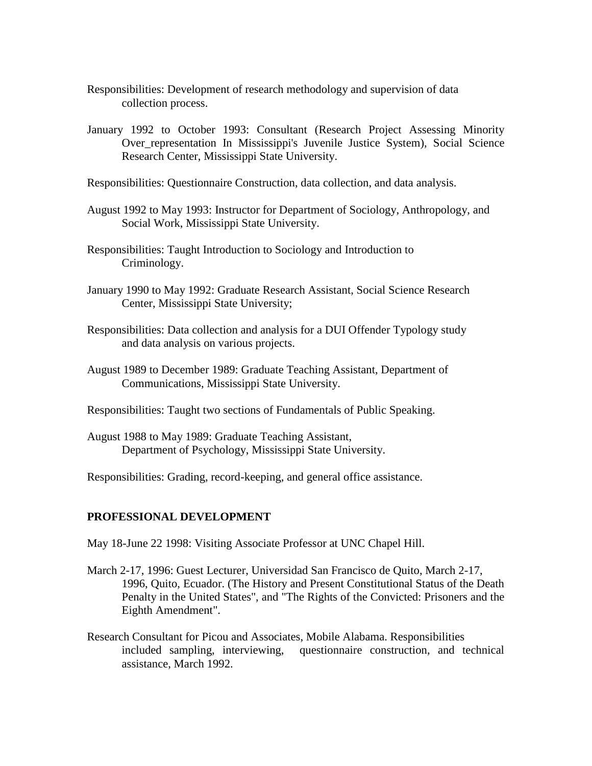Responsibilities: Development of research methodology and supervision of data collection process.

January 1992 to October 1993: Consultant (Research Project Assessing Minority Over_representation In Mississippi's Juvenile Justice System), Social Science Research Center, Mississippi State University.

Responsibilities: Questionnaire Construction, data collection, and data analysis.

August 1992 to May 1993: Instructor for Department of Sociology, Anthropology, and Social Work, Mississippi State University.

Responsibilities: Taught Introduction to Sociology and Introduction to Criminology.

January 1990 to May 1992: Graduate Research Assistant, Social Science Research Center, Mississippi State University;

Responsibilities: Data collection and analysis for a DUI Offender Typology study and data analysis on various projects.

August 1989 to December 1989: Graduate Teaching Assistant, Department of Communications, Mississippi State University.

Responsibilities: Taught two sections of Fundamentals of Public Speaking.

August 1988 to May 1989: Graduate Teaching Assistant, Department of Psychology, Mississippi State University.

Responsibilities: Grading, record-keeping, and general office assistance.

**PROFESSIONAL DEVELOPMENT**

May 18-June 22 1998: Visiting Associate Professor at UNC Chapel Hill.

March 2-17, 1996: Guest Lecturer, Universidad San Francisco de Quito, March 2-17, 1996, Quito, Ecuador. (The History and Present Constitutional Status of the Death Penalty in the United States", and "The Rights of the Convicted: Prisoners and the Eighth Amendment".

Research Consultant for Picou and Associates, Mobile Alabama. Responsibilities included sampling, interviewing, questionnaire construction, and technical assistance, March 1992.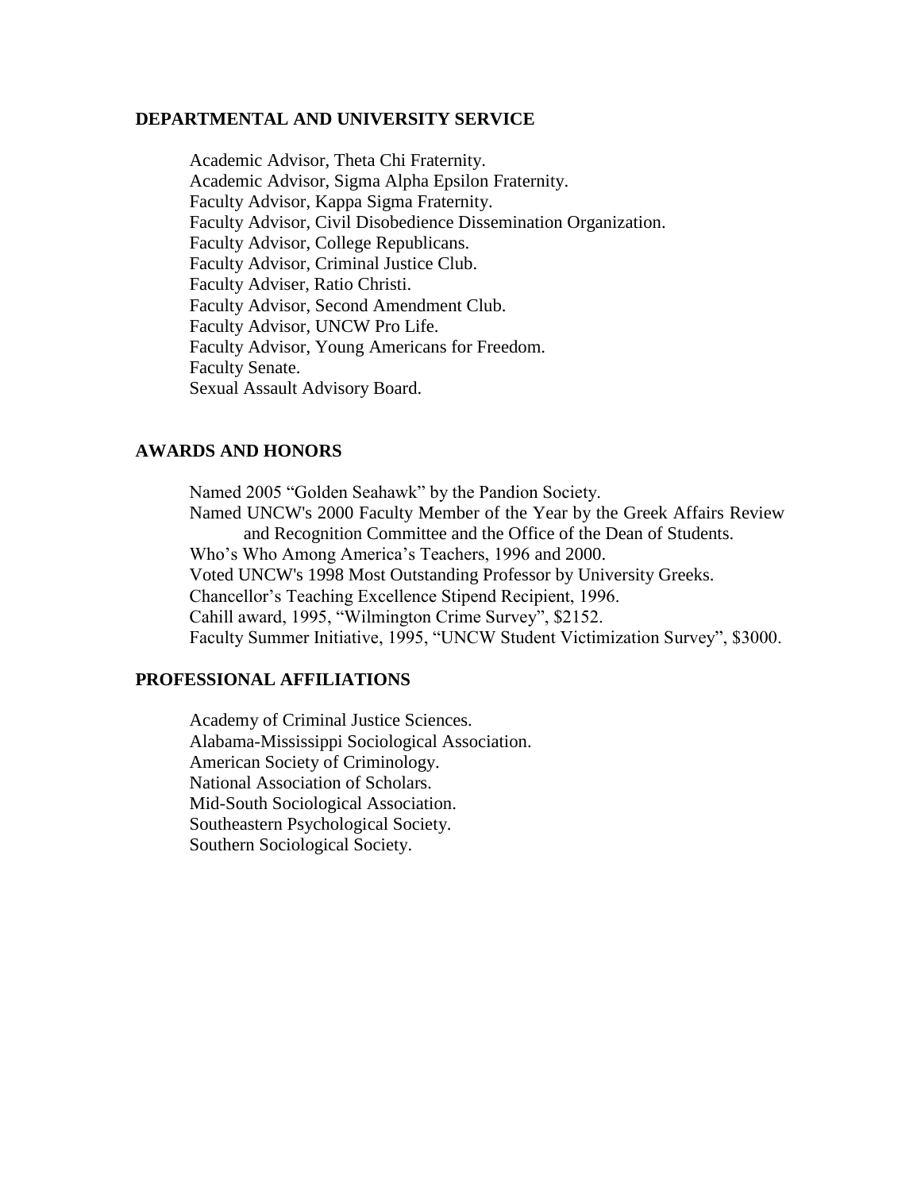## DEPARTMENTAL AND UNIVERSITY SERVICE

Academic Advisor, Theta Chi Fraternity.
Academic Advisor, Sigma Alpha Epsilon Fraternity.
Faculty Advisor, Kappa Sigma Fraternity.
Faculty Advisor, Civil Disobedience Dissemination Organization.
Faculty Advisor, College Republicans.
Faculty Advisor, Criminal Justice Club.
Faculty Adviser, Ratio Christi.
Faculty Advisor, Second Amendment Club.
Faculty Advisor, UNCW Pro Life.
Faculty Advisor, Young Americans for Freedom.
Faculty Senate.
Sexual Assault Advisory Board.

## AWARDS AND HONORS

Named 2005 "Golden Seahawk" by the Pandion Society.
Named UNCW's 2000 Faculty Member of the Year by the Greek Affairs Review and Recognition Committee and the Office of the Dean of Students.
Who's Who Among America's Teachers, 1996 and 2000.
Voted UNCW's 1998 Most Outstanding Professor by University Greeks.
Chancellor's Teaching Excellence Stipend Recipient, 1996.
Cahill award, 1995, "Wilmington Crime Survey", $2152.
Faculty Summer Initiative, 1995, "UNCW Student Victimization Survey", $3000.

## PROFESSIONAL AFFILIATIONS

Academy of Criminal Justice Sciences.
Alabama-Mississippi Sociological Association.
American Society of Criminology.
National Association of Scholars.
Mid-South Sociological Association.
Southeastern Psychological Society.
Southern Sociological Society.